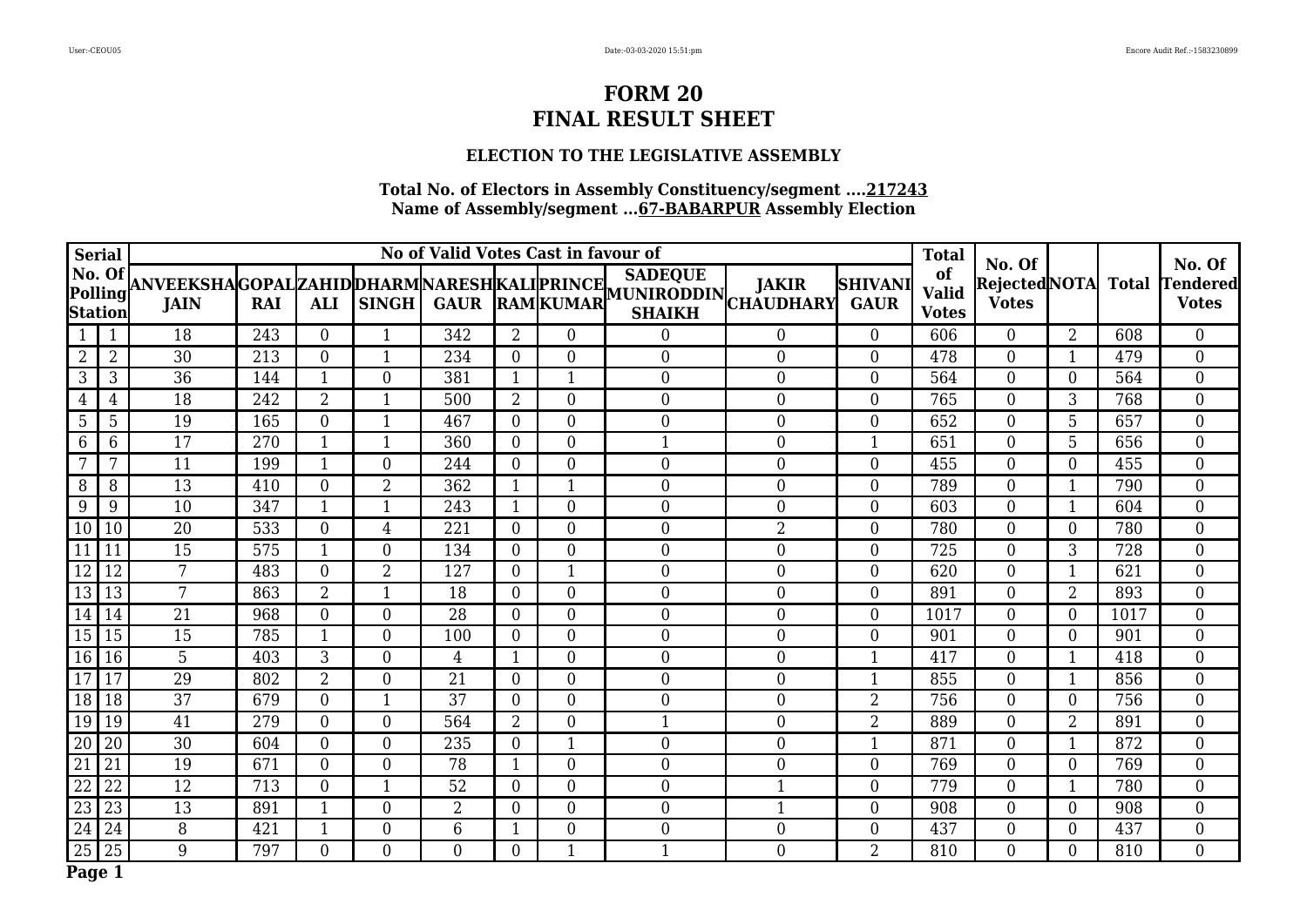# FORM 20
# FINAL RESULT SHEET

### ELECTION TO THE LEGISLATIVE ASSEMBLY

**Total No. of Electors in Assembly Constituency/segment ....217243**
**Name of Assembly/segment ...67-BABARPUR Assembly Election**

| Serial | No. Of Polling Station | No of Valid Votes Cast in favour of | | | | | | | | | | Total of Valid Votes | No. Of Rejected Votes | NOTA | Total | No. Of Tendered Votes |
|---|---|---|---|---|---|---|---|---|---|---|---|---|---|---|---|---|
| | | ANVEEKSHA JAIN | GOPAL RAI | ZAHID ALI | DHARM SINGH | NARESH GAUR | KALI RAM | PRINCE KUMAR | SADEQUE MUNIRODDIN SHAIKH | JAKIR CHAUDHARY | SHIVANI GAUR | | | | | |
| 1 | 1 | 18 | 243 | 0 | 1 | 342 | 2 | 0 | 0 | 0 | 0 | 606 | 0 | 2 | 608 | 0 |
| 2 | 2 | 30 | 213 | 0 | 1 | 234 | 0 | 0 | 0 | 0 | 0 | 478 | 0 | 1 | 479 | 0 |
| 3 | 3 | 36 | 144 | 1 | 0 | 381 | 1 | 1 | 0 | 0 | 0 | 564 | 0 | 0 | 564 | 0 |
| 4 | 4 | 18 | 242 | 2 | 1 | 500 | 2 | 0 | 0 | 0 | 0 | 765 | 0 | 3 | 768 | 0 |
| 5 | 5 | 19 | 165 | 0 | 1 | 467 | 0 | 0 | 0 | 0 | 0 | 652 | 0 | 5 | 657 | 0 |
| 6 | 6 | 17 | 270 | 1 | 1 | 360 | 0 | 0 | 1 | 0 | 1 | 651 | 0 | 5 | 656 | 0 |
| 7 | 7 | 11 | 199 | 1 | 0 | 244 | 0 | 0 | 0 | 0 | 0 | 455 | 0 | 0 | 455 | 0 |
| 8 | 8 | 13 | 410 | 0 | 2 | 362 | 1 | 1 | 0 | 0 | 0 | 789 | 0 | 1 | 790 | 0 |
| 9 | 9 | 10 | 347 | 1 | 1 | 243 | 1 | 0 | 0 | 0 | 0 | 603 | 0 | 1 | 604 | 0 |
| 10 | 10 | 20 | 533 | 0 | 4 | 221 | 0 | 0 | 0 | 2 | 0 | 780 | 0 | 0 | 780 | 0 |
| 11 | 11 | 15 | 575 | 1 | 0 | 134 | 0 | 0 | 0 | 0 | 0 | 725 | 0 | 3 | 728 | 0 |
| 12 | 12 | 7 | 483 | 0 | 2 | 127 | 0 | 1 | 0 | 0 | 0 | 620 | 0 | 1 | 621 | 0 |
| 13 | 13 | 7 | 863 | 2 | 1 | 18 | 0 | 0 | 0 | 0 | 0 | 891 | 0 | 2 | 893 | 0 |
| 14 | 14 | 21 | 968 | 0 | 0 | 28 | 0 | 0 | 0 | 0 | 0 | 1017 | 0 | 0 | 1017 | 0 |
| 15 | 15 | 15 | 785 | 1 | 0 | 100 | 0 | 0 | 0 | 0 | 0 | 901 | 0 | 0 | 901 | 0 |
| 16 | 16 | 5 | 403 | 3 | 0 | 4 | 1 | 0 | 0 | 0 | 1 | 417 | 0 | 1 | 418 | 0 |
| 17 | 17 | 29 | 802 | 2 | 0 | 21 | 0 | 0 | 0 | 0 | 1 | 855 | 0 | 1 | 856 | 0 |
| 18 | 18 | 37 | 679 | 0 | 1 | 37 | 0 | 0 | 0 | 0 | 2 | 756 | 0 | 0 | 756 | 0 |
| 19 | 19 | 41 | 279 | 0 | 0 | 564 | 2 | 0 | 1 | 0 | 2 | 889 | 0 | 2 | 891 | 0 |
| 20 | 20 | 30 | 604 | 0 | 0 | 235 | 0 | 1 | 0 | 0 | 1 | 871 | 0 | 1 | 872 | 0 |
| 21 | 21 | 19 | 671 | 0 | 0 | 78 | 1 | 0 | 0 | 0 | 0 | 769 | 0 | 0 | 769 | 0 |
| 22 | 22 | 12 | 713 | 0 | 1 | 52 | 0 | 0 | 0 | 1 | 0 | 779 | 0 | 1 | 780 | 0 |
| 23 | 23 | 13 | 891 | 1 | 0 | 2 | 0 | 0 | 0 | 1 | 0 | 908 | 0 | 0 | 908 | 0 |
| 24 | 24 | 8 | 421 | 1 | 0 | 6 | 1 | 0 | 0 | 0 | 0 | 437 | 0 | 0 | 437 | 0 |
| 25 | 25 | 9 | 797 | 0 | 0 | 0 | 0 | 1 | 1 | 0 | 2 | 810 | 0 | 0 | 810 | 0 |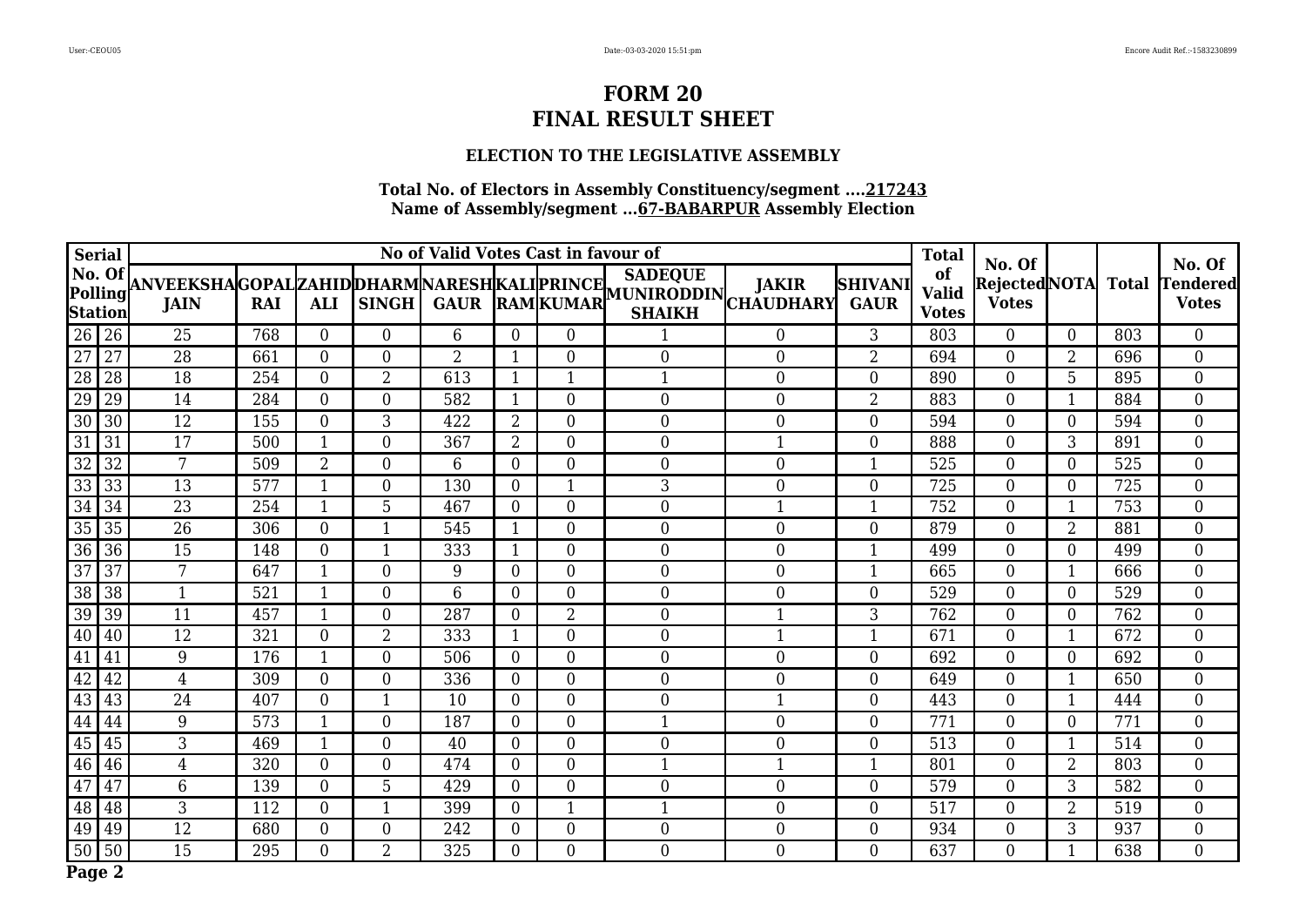# FORM 20
# FINAL RESULT SHEET

### ELECTION TO THE LEGISLATIVE ASSEMBLY

**Total No. of Electors in Assembly Constituency/segment ....217243**
**Name of Assembly/segment ...67-BABARPUR Assembly Election**

| Serial | No. Of Polling Station | ANVEEKSHA JAIN | GOPAL RAI | ZAHID ALI | DHARM SINGH | NARESH GAUR | KALI RAM | PRINCE KUMAR | SADEQUE MUNIRODDIN SHAIKH | JAKIR CHAUDHARY | SHIVANI GAUR | Total of Valid Votes | No. Of Rejected Votes | NOTA | Total | No. Of Tendered Votes |
|---|---|---|---|---|---|---|---|---|---|---|---|---|---|---|---|---|
| 26 | 26 | 25 | 768 | 0 | 0 | 6 | 0 | 0 | 1 | 0 | 3 | 803 | 0 | 0 | 803 | 0 |
| 27 | 27 | 28 | 661 | 0 | 0 | 2 | 1 | 0 | 0 | 0 | 2 | 694 | 0 | 2 | 696 | 0 |
| 28 | 28 | 18 | 254 | 0 | 2 | 613 | 1 | 1 | 1 | 0 | 0 | 890 | 0 | 5 | 895 | 0 |
| 29 | 29 | 14 | 284 | 0 | 0 | 582 | 1 | 0 | 0 | 0 | 2 | 883 | 0 | 1 | 884 | 0 |
| 30 | 30 | 12 | 155 | 0 | 3 | 422 | 2 | 0 | 0 | 0 | 0 | 594 | 0 | 0 | 594 | 0 |
| 31 | 31 | 17 | 500 | 1 | 0 | 367 | 2 | 0 | 0 | 1 | 0 | 888 | 0 | 3 | 891 | 0 |
| 32 | 32 | 7 | 509 | 2 | 0 | 6 | 0 | 0 | 0 | 0 | 1 | 525 | 0 | 0 | 525 | 0 |
| 33 | 33 | 13 | 577 | 1 | 0 | 130 | 0 | 1 | 3 | 0 | 0 | 725 | 0 | 0 | 725 | 0 |
| 34 | 34 | 23 | 254 | 1 | 5 | 467 | 0 | 0 | 0 | 1 | 1 | 752 | 0 | 1 | 753 | 0 |
| 35 | 35 | 26 | 306 | 0 | 1 | 545 | 1 | 0 | 0 | 0 | 0 | 879 | 0 | 2 | 881 | 0 |
| 36 | 36 | 15 | 148 | 0 | 1 | 333 | 1 | 0 | 0 | 0 | 1 | 499 | 0 | 0 | 499 | 0 |
| 37 | 37 | 7 | 647 | 1 | 0 | 9 | 0 | 0 | 0 | 0 | 1 | 665 | 0 | 1 | 666 | 0 |
| 38 | 38 | 1 | 521 | 1 | 0 | 6 | 0 | 0 | 0 | 0 | 0 | 529 | 0 | 0 | 529 | 0 |
| 39 | 39 | 11 | 457 | 1 | 0 | 287 | 0 | 2 | 0 | 1 | 3 | 762 | 0 | 0 | 762 | 0 |
| 40 | 40 | 12 | 321 | 0 | 2 | 333 | 1 | 0 | 0 | 1 | 1 | 671 | 0 | 1 | 672 | 0 |
| 41 | 41 | 9 | 176 | 1 | 0 | 506 | 0 | 0 | 0 | 0 | 0 | 692 | 0 | 0 | 692 | 0 |
| 42 | 42 | 4 | 309 | 0 | 0 | 336 | 0 | 0 | 0 | 0 | 0 | 649 | 0 | 1 | 650 | 0 |
| 43 | 43 | 24 | 407 | 0 | 1 | 10 | 0 | 0 | 0 | 1 | 0 | 443 | 0 | 1 | 444 | 0 |
| 44 | 44 | 9 | 573 | 1 | 0 | 187 | 0 | 0 | 1 | 0 | 0 | 771 | 0 | 0 | 771 | 0 |
| 45 | 45 | 3 | 469 | 1 | 0 | 40 | 0 | 0 | 0 | 0 | 0 | 513 | 0 | 1 | 514 | 0 |
| 46 | 46 | 4 | 320 | 0 | 0 | 474 | 0 | 0 | 1 | 1 | 1 | 801 | 0 | 2 | 803 | 0 |
| 47 | 47 | 6 | 139 | 0 | 5 | 429 | 0 | 0 | 0 | 0 | 0 | 579 | 0 | 3 | 582 | 0 |
| 48 | 48 | 3 | 112 | 0 | 1 | 399 | 0 | 1 | 1 | 0 | 0 | 517 | 0 | 2 | 519 | 0 |
| 49 | 49 | 12 | 680 | 0 | 0 | 242 | 0 | 0 | 0 | 0 | 0 | 934 | 0 | 3 | 937 | 0 |
| 50 | 50 | 15 | 295 | 0 | 2 | 325 | 0 | 0 | 0 | 0 | 0 | 637 | 0 | 1 | 638 | 0 |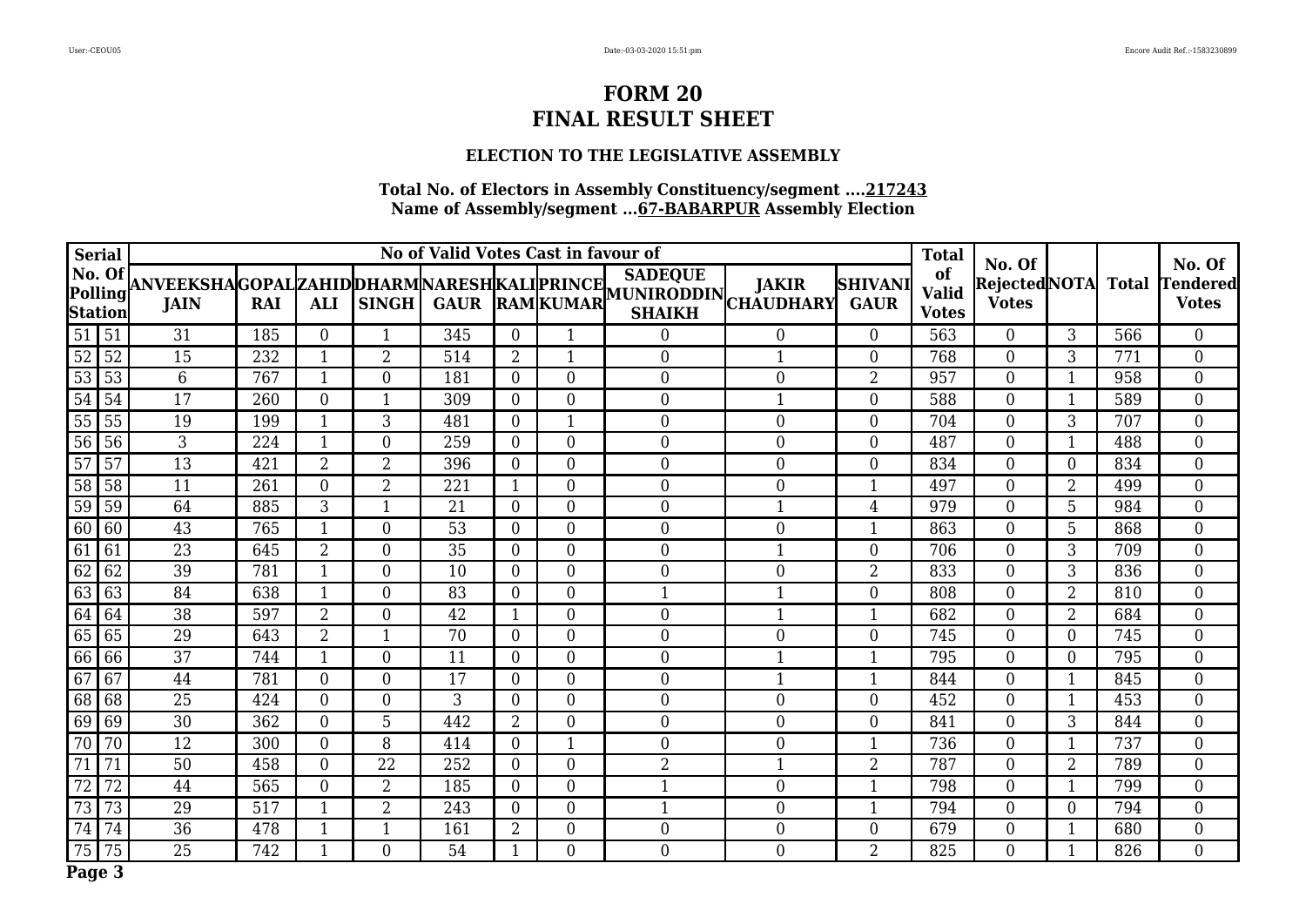# FORM 20
# FINAL RESULT SHEET

### ELECTION TO THE LEGISLATIVE ASSEMBLY

**Total No. of Electors in Assembly Constituency/segment ....217243**
**Name of Assembly/segment ...67-BABARPUR Assembly Election**

| Serial | No. Of Polling Station | ANVEEKSHA JAIN | GOPAL RAI | ZAHID ALI | DHARM SINGH | NARESH GAUR | KALI RAM | PRINCE KUMAR | SADEQUE MUNIRODDIN SHAIKH | JAKIR CHAUDHARY | SHIVANI GAUR | Total of Valid Votes | No. Of Rejected Votes | NOTA | Total | No. Of Tendered Votes |
|---|---|---|---|---|---|---|---|---|---|---|---|---|---|---|---|---|
| 51 | 51 | 31 | 185 | 0 | 1 | 345 | 0 | 1 | 0 | 0 | 0 | 563 | 0 | 3 | 566 | 0 |
| 52 | 52 | 15 | 232 | 1 | 2 | 514 | 2 | 1 | 0 | 1 | 0 | 768 | 0 | 3 | 771 | 0 |
| 53 | 53 | 6 | 767 | 1 | 0 | 181 | 0 | 0 | 0 | 0 | 2 | 957 | 0 | 1 | 958 | 0 |
| 54 | 54 | 17 | 260 | 0 | 1 | 309 | 0 | 0 | 0 | 1 | 0 | 588 | 0 | 1 | 589 | 0 |
| 55 | 55 | 19 | 199 | 1 | 3 | 481 | 0 | 1 | 0 | 0 | 0 | 704 | 0 | 3 | 707 | 0 |
| 56 | 56 | 3 | 224 | 1 | 0 | 259 | 0 | 0 | 0 | 0 | 0 | 487 | 0 | 1 | 488 | 0 |
| 57 | 57 | 13 | 421 | 2 | 2 | 396 | 0 | 0 | 0 | 0 | 0 | 834 | 0 | 0 | 834 | 0 |
| 58 | 58 | 11 | 261 | 0 | 2 | 221 | 1 | 0 | 0 | 0 | 1 | 497 | 0 | 2 | 499 | 0 |
| 59 | 59 | 64 | 885 | 3 | 1 | 21 | 0 | 0 | 0 | 1 | 4 | 979 | 0 | 5 | 984 | 0 |
| 60 | 60 | 43 | 765 | 1 | 0 | 53 | 0 | 0 | 0 | 0 | 1 | 863 | 0 | 5 | 868 | 0 |
| 61 | 61 | 23 | 645 | 2 | 0 | 35 | 0 | 0 | 0 | 1 | 0 | 706 | 0 | 3 | 709 | 0 |
| 62 | 62 | 39 | 781 | 1 | 0 | 10 | 0 | 0 | 0 | 0 | 2 | 833 | 0 | 3 | 836 | 0 |
| 63 | 63 | 84 | 638 | 1 | 0 | 83 | 0 | 0 | 1 | 1 | 0 | 808 | 0 | 2 | 810 | 0 |
| 64 | 64 | 38 | 597 | 2 | 0 | 42 | 1 | 0 | 0 | 1 | 1 | 682 | 0 | 2 | 684 | 0 |
| 65 | 65 | 29 | 643 | 2 | 1 | 70 | 0 | 0 | 0 | 0 | 0 | 745 | 0 | 0 | 745 | 0 |
| 66 | 66 | 37 | 744 | 1 | 0 | 11 | 0 | 0 | 0 | 1 | 1 | 795 | 0 | 0 | 795 | 0 |
| 67 | 67 | 44 | 781 | 0 | 0 | 17 | 0 | 0 | 0 | 1 | 1 | 844 | 0 | 1 | 845 | 0 |
| 68 | 68 | 25 | 424 | 0 | 0 | 3 | 0 | 0 | 0 | 0 | 0 | 452 | 0 | 1 | 453 | 0 |
| 69 | 69 | 30 | 362 | 0 | 5 | 442 | 2 | 0 | 0 | 0 | 0 | 841 | 0 | 3 | 844 | 0 |
| 70 | 70 | 12 | 300 | 0 | 8 | 414 | 0 | 1 | 0 | 0 | 1 | 736 | 0 | 1 | 737 | 0 |
| 71 | 71 | 50 | 458 | 0 | 22 | 252 | 0 | 0 | 2 | 1 | 2 | 787 | 0 | 2 | 789 | 0 |
| 72 | 72 | 44 | 565 | 0 | 2 | 185 | 0 | 0 | 1 | 0 | 1 | 798 | 0 | 1 | 799 | 0 |
| 73 | 73 | 29 | 517 | 1 | 2 | 243 | 0 | 0 | 1 | 0 | 1 | 794 | 0 | 0 | 794 | 0 |
| 74 | 74 | 36 | 478 | 1 | 1 | 161 | 2 | 0 | 0 | 0 | 0 | 679 | 0 | 1 | 680 | 0 |
| 75 | 75 | 25 | 742 | 1 | 0 | 54 | 1 | 0 | 0 | 0 | 2 | 825 | 0 | 1 | 826 | 0 |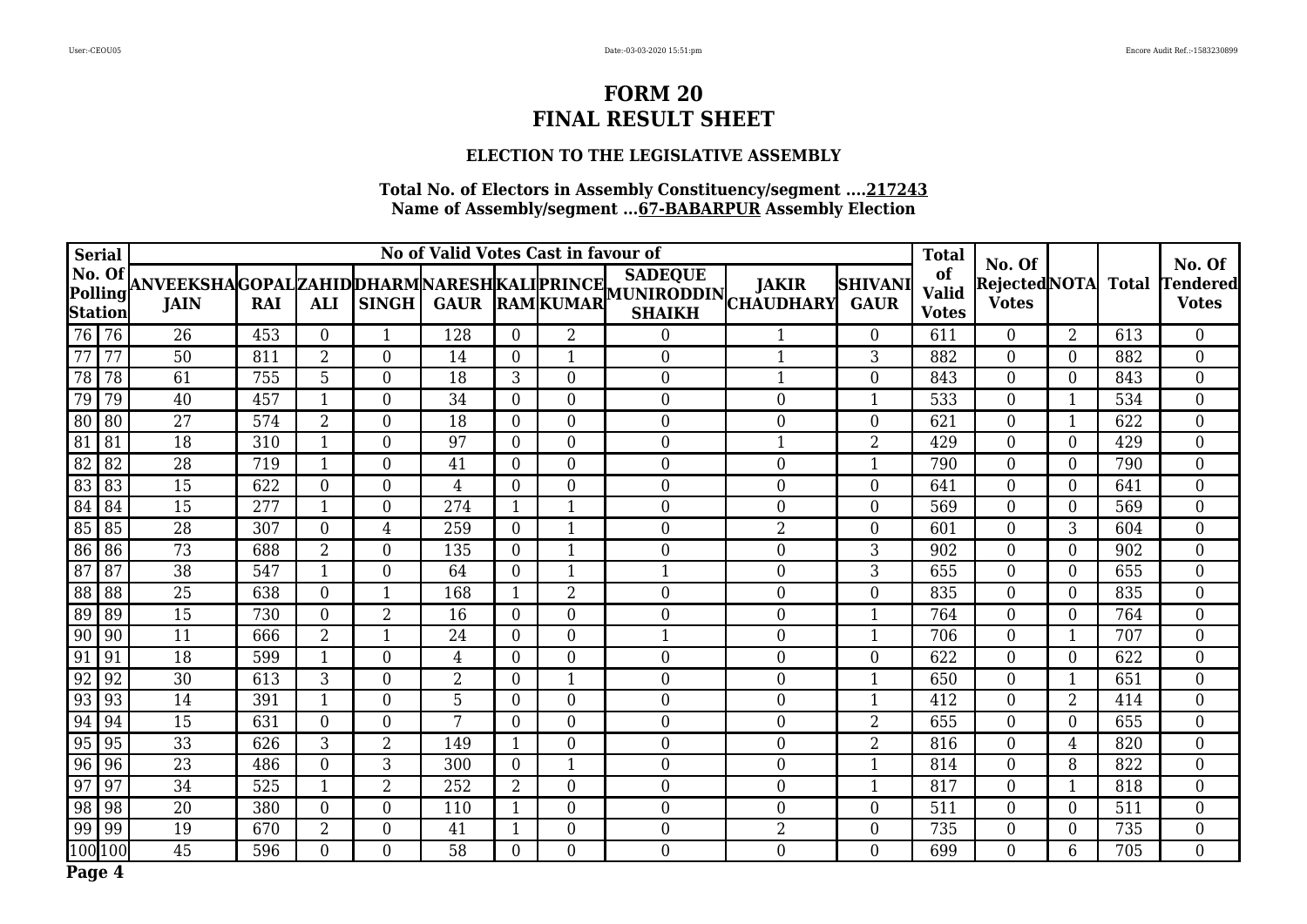# FORM 20
# FINAL RESULT SHEET

### ELECTION TO THE LEGISLATIVE ASSEMBLY

**Total No. of Electors in Assembly Constituency/segment ....217243**
**Name of Assembly/segment ...67-BABARPUR Assembly Election**

| Serial | No. Of Polling Station | No of Valid Votes Cast in favour of | | | | | | | | | | Total of Valid Votes | No. Of Rejected Votes | NOTA | Total | No. Of Tendered Votes |
|---|---|---|---|---|---|---|---|---|---|---|---|---|---|---|---|---|
| | | ANVEEKSHA JAIN | GOPAL RAI | ZAHID ALI | DHARM SINGH | NARESH GAUR | KALI RAM | PRINCE KUMAR | SADEQUE MUNIRODDIN SHAIKH | JAKIR CHAUDHARY | SHIVANI GAUR | | | | | |
| 76 | 76 | 26 | 453 | 0 | 1 | 128 | 0 | 2 | 0 | 1 | 0 | 611 | 0 | 2 | 613 | 0 |
| 77 | 77 | 50 | 811 | 2 | 0 | 14 | 0 | 1 | 0 | 1 | 3 | 882 | 0 | 0 | 882 | 0 |
| 78 | 78 | 61 | 755 | 5 | 0 | 18 | 3 | 0 | 0 | 1 | 0 | 843 | 0 | 0 | 843 | 0 |
| 79 | 79 | 40 | 457 | 1 | 0 | 34 | 0 | 0 | 0 | 0 | 1 | 533 | 0 | 1 | 534 | 0 |
| 80 | 80 | 27 | 574 | 2 | 0 | 18 | 0 | 0 | 0 | 0 | 0 | 621 | 0 | 1 | 622 | 0 |
| 81 | 81 | 18 | 310 | 1 | 0 | 97 | 0 | 0 | 0 | 1 | 2 | 429 | 0 | 0 | 429 | 0 |
| 82 | 82 | 28 | 719 | 1 | 0 | 41 | 0 | 0 | 0 | 0 | 1 | 790 | 0 | 0 | 790 | 0 |
| 83 | 83 | 15 | 622 | 0 | 0 | 4 | 0 | 0 | 0 | 0 | 0 | 641 | 0 | 0 | 641 | 0 |
| 84 | 84 | 15 | 277 | 1 | 0 | 274 | 1 | 1 | 0 | 0 | 0 | 569 | 0 | 0 | 569 | 0 |
| 85 | 85 | 28 | 307 | 0 | 4 | 259 | 0 | 1 | 0 | 2 | 0 | 601 | 0 | 3 | 604 | 0 |
| 86 | 86 | 73 | 688 | 2 | 0 | 135 | 0 | 1 | 0 | 0 | 3 | 902 | 0 | 0 | 902 | 0 |
| 87 | 87 | 38 | 547 | 1 | 0 | 64 | 0 | 1 | 1 | 0 | 3 | 655 | 0 | 0 | 655 | 0 |
| 88 | 88 | 25 | 638 | 0 | 1 | 168 | 1 | 2 | 0 | 0 | 0 | 835 | 0 | 0 | 835 | 0 |
| 89 | 89 | 15 | 730 | 0 | 2 | 16 | 0 | 0 | 0 | 0 | 1 | 764 | 0 | 0 | 764 | 0 |
| 90 | 90 | 11 | 666 | 2 | 1 | 24 | 0 | 0 | 1 | 0 | 1 | 706 | 0 | 1 | 707 | 0 |
| 91 | 91 | 18 | 599 | 1 | 0 | 4 | 0 | 0 | 0 | 0 | 0 | 622 | 0 | 0 | 622 | 0 |
| 92 | 92 | 30 | 613 | 3 | 0 | 2 | 0 | 1 | 0 | 0 | 1 | 650 | 0 | 1 | 651 | 0 |
| 93 | 93 | 14 | 391 | 1 | 0 | 5 | 0 | 0 | 0 | 0 | 1 | 412 | 0 | 2 | 414 | 0 |
| 94 | 94 | 15 | 631 | 0 | 0 | 7 | 0 | 0 | 0 | 0 | 2 | 655 | 0 | 0 | 655 | 0 |
| 95 | 95 | 33 | 626 | 3 | 2 | 149 | 1 | 0 | 0 | 0 | 2 | 816 | 0 | 4 | 820 | 0 |
| 96 | 96 | 23 | 486 | 0 | 3 | 300 | 0 | 1 | 0 | 0 | 1 | 814 | 0 | 8 | 822 | 0 |
| 97 | 97 | 34 | 525 | 1 | 2 | 252 | 2 | 0 | 0 | 0 | 1 | 817 | 0 | 1 | 818 | 0 |
| 98 | 98 | 20 | 380 | 0 | 0 | 110 | 1 | 0 | 0 | 0 | 0 | 511 | 0 | 0 | 511 | 0 |
| 99 | 99 | 19 | 670 | 2 | 0 | 41 | 1 | 0 | 0 | 2 | 0 | 735 | 0 | 0 | 735 | 0 |
| 100 | 100 | 45 | 596 | 0 | 0 | 58 | 0 | 0 | 0 | 0 | 0 | 699 | 0 | 6 | 705 | 0 |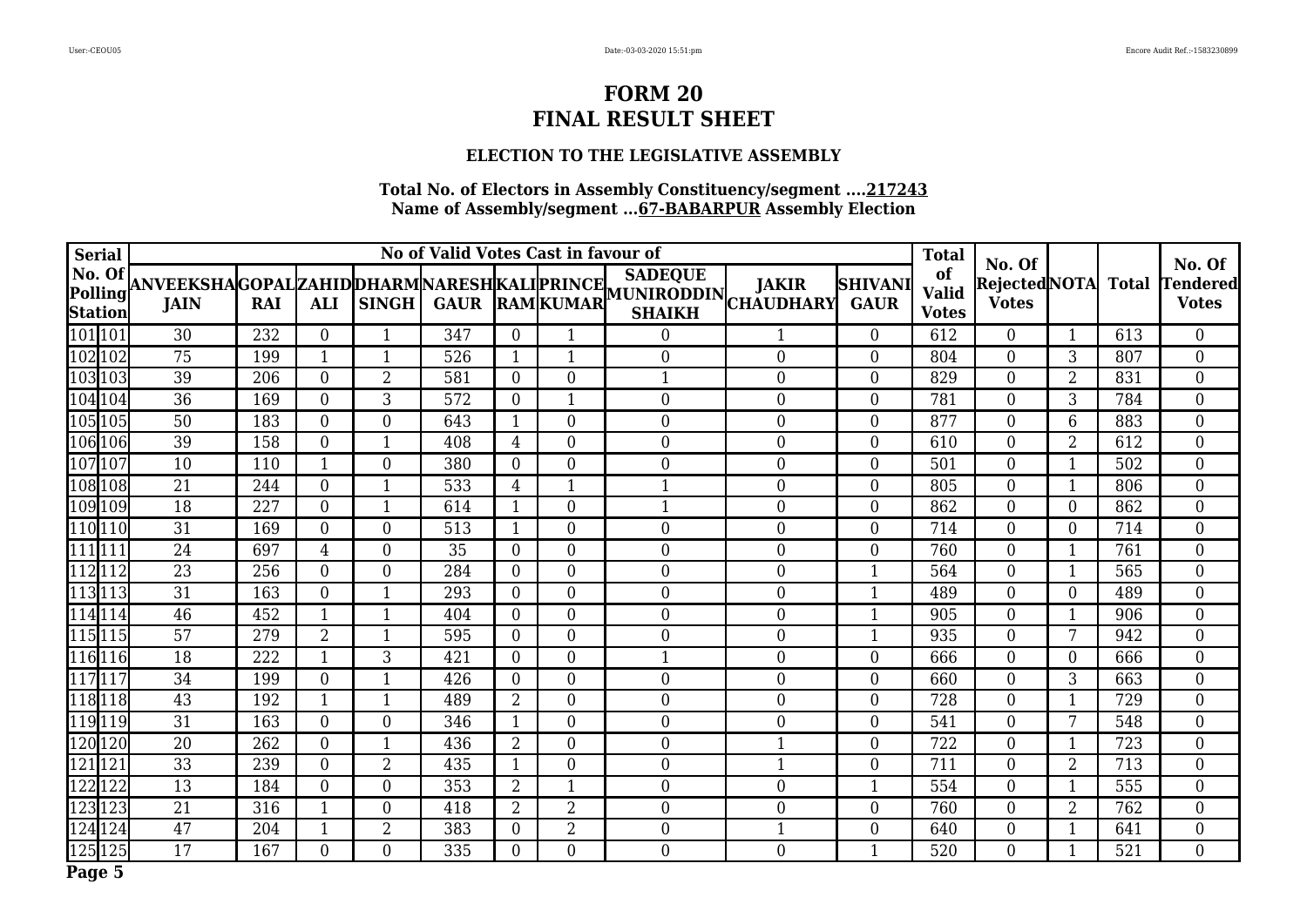# FORM 20
# FINAL RESULT SHEET

### ELECTION TO THE LEGISLATIVE ASSEMBLY

**Total No. of Electors in Assembly Constituency/segment ....217243**
**Name of Assembly/segment ...67-BABARPUR Assembly Election**

| Serial No. Of Polling Station | | ANVEEKSHA JAIN | GOPAL RAI | ZAHID ALI | DHARM SINGH | NARESH GAUR | KALI RAM | PRINCE KUMAR | SADEQUE MUNIRODDIN SHAIKH | JAKIR CHAUDHARY | SHIVANI GAUR | Total of Valid Votes | No. Of Rejected Votes | NOTA | Total | No. Of Tendered Votes |
|---|---|---|---|---|---|---|---|---|---|---|---|---|---|---|---|---|
| 101 | 101 | 30 | 232 | 0 | 1 | 347 | 0 | 1 | 0 | 1 | 0 | 612 | 0 | 1 | 613 | 0 |
| 102 | 102 | 75 | 199 | 1 | 1 | 526 | 1 | 1 | 0 | 0 | 0 | 804 | 0 | 3 | 807 | 0 |
| 103 | 103 | 39 | 206 | 0 | 2 | 581 | 0 | 0 | 1 | 0 | 0 | 829 | 0 | 2 | 831 | 0 |
| 104 | 104 | 36 | 169 | 0 | 3 | 572 | 0 | 1 | 0 | 0 | 0 | 781 | 0 | 3 | 784 | 0 |
| 105 | 105 | 50 | 183 | 0 | 0 | 643 | 1 | 0 | 0 | 0 | 0 | 877 | 0 | 6 | 883 | 0 |
| 106 | 106 | 39 | 158 | 0 | 1 | 408 | 4 | 0 | 0 | 0 | 0 | 610 | 0 | 2 | 612 | 0 |
| 107 | 107 | 10 | 110 | 1 | 0 | 380 | 0 | 0 | 0 | 0 | 0 | 501 | 0 | 1 | 502 | 0 |
| 108 | 108 | 21 | 244 | 0 | 1 | 533 | 4 | 1 | 1 | 0 | 0 | 805 | 0 | 1 | 806 | 0 |
| 109 | 109 | 18 | 227 | 0 | 1 | 614 | 1 | 0 | 1 | 0 | 0 | 862 | 0 | 0 | 862 | 0 |
| 110 | 110 | 31 | 169 | 0 | 0 | 513 | 1 | 0 | 0 | 0 | 0 | 714 | 0 | 0 | 714 | 0 |
| 111 | 111 | 24 | 697 | 4 | 0 | 35 | 0 | 0 | 0 | 0 | 0 | 760 | 0 | 1 | 761 | 0 |
| 112 | 112 | 23 | 256 | 0 | 0 | 284 | 0 | 0 | 0 | 0 | 1 | 564 | 0 | 1 | 565 | 0 |
| 113 | 113 | 31 | 163 | 0 | 1 | 293 | 0 | 0 | 0 | 0 | 1 | 489 | 0 | 0 | 489 | 0 |
| 114 | 114 | 46 | 452 | 1 | 1 | 404 | 0 | 0 | 0 | 0 | 1 | 905 | 0 | 1 | 906 | 0 |
| 115 | 115 | 57 | 279 | 2 | 1 | 595 | 0 | 0 | 0 | 0 | 1 | 935 | 0 | 7 | 942 | 0 |
| 116 | 116 | 18 | 222 | 1 | 3 | 421 | 0 | 0 | 1 | 0 | 0 | 666 | 0 | 0 | 666 | 0 |
| 117 | 117 | 34 | 199 | 0 | 1 | 426 | 0 | 0 | 0 | 0 | 0 | 660 | 0 | 3 | 663 | 0 |
| 118 | 118 | 43 | 192 | 1 | 1 | 489 | 2 | 0 | 0 | 0 | 0 | 728 | 0 | 1 | 729 | 0 |
| 119 | 119 | 31 | 163 | 0 | 0 | 346 | 1 | 0 | 0 | 0 | 0 | 541 | 0 | 7 | 548 | 0 |
| 120 | 120 | 20 | 262 | 0 | 1 | 436 | 2 | 0 | 0 | 1 | 0 | 722 | 0 | 1 | 723 | 0 |
| 121 | 121 | 33 | 239 | 0 | 2 | 435 | 1 | 0 | 0 | 1 | 0 | 711 | 0 | 2 | 713 | 0 |
| 122 | 122 | 13 | 184 | 0 | 0 | 353 | 2 | 1 | 0 | 0 | 1 | 554 | 0 | 1 | 555 | 0 |
| 123 | 123 | 21 | 316 | 1 | 0 | 418 | 2 | 2 | 0 | 0 | 0 | 760 | 0 | 2 | 762 | 0 |
| 124 | 124 | 47 | 204 | 1 | 2 | 383 | 0 | 2 | 0 | 1 | 0 | 640 | 0 | 1 | 641 | 0 |
| 125 | 125 | 17 | 167 | 0 | 0 | 335 | 0 | 0 | 0 | 0 | 1 | 520 | 0 | 1 | 521 | 0 |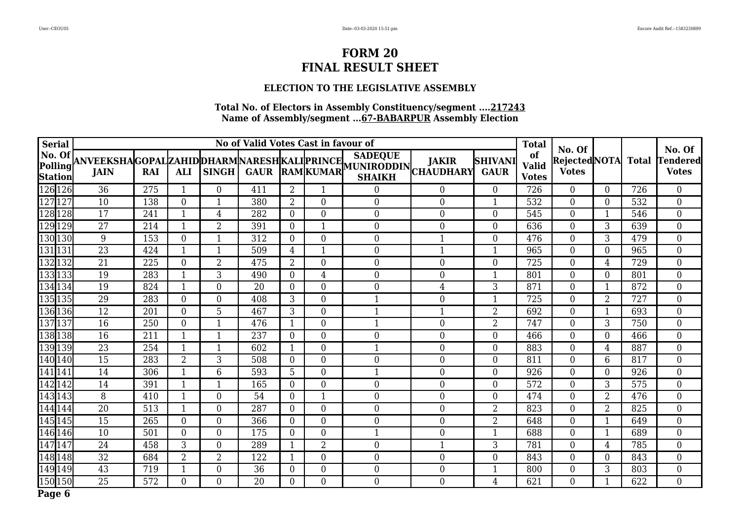# FORM 20
# FINAL RESULT SHEET

### ELECTION TO THE LEGISLATIVE ASSEMBLY

**Total No. of Electors in Assembly Constituency/segment ....217243**
**Name of Assembly/segment ...67-BABARPUR Assembly Election**

| Serial | No. Of Polling Station | ANVEEKSHA JAIN | GOPAL RAI | ZAHID ALI | DHARM SINGH | NARESH GAUR | KALI RAM | PRINCE KUMAR | SADEQUE MUNIRODDIN SHAIKH | JAKIR CHAUDHARY | SHIVANI GAUR | Total of Valid Votes | No. Of Rejected Votes | NOTA | Total | No. Of Tendered Votes |
|---|---|---|---|---|---|---|---|---|---|---|---|---|---|---|---|---|
| 126 | 126 | 36 | 275 | 1 | 0 | 411 | 2 | 1 | 0 | 0 | 0 | 726 | 0 | 0 | 726 | 0 |
| 127 | 127 | 10 | 138 | 0 | 1 | 380 | 2 | 0 | 0 | 0 | 1 | 532 | 0 | 0 | 532 | 0 |
| 128 | 128 | 17 | 241 | 1 | 4 | 282 | 0 | 0 | 0 | 0 | 0 | 545 | 0 | 1 | 546 | 0 |
| 129 | 129 | 27 | 214 | 1 | 2 | 391 | 0 | 1 | 0 | 0 | 0 | 636 | 0 | 3 | 639 | 0 |
| 130 | 130 | 9 | 153 | 0 | 1 | 312 | 0 | 0 | 0 | 1 | 0 | 476 | 0 | 3 | 479 | 0 |
| 131 | 131 | 23 | 424 | 1 | 1 | 509 | 4 | 1 | 0 | 1 | 1 | 965 | 0 | 0 | 965 | 0 |
| 132 | 132 | 21 | 225 | 0 | 2 | 475 | 2 | 0 | 0 | 0 | 0 | 725 | 0 | 4 | 729 | 0 |
| 133 | 133 | 19 | 283 | 1 | 3 | 490 | 0 | 4 | 0 | 0 | 1 | 801 | 0 | 0 | 801 | 0 |
| 134 | 134 | 19 | 824 | 1 | 0 | 20 | 0 | 0 | 0 | 4 | 3 | 871 | 0 | 1 | 872 | 0 |
| 135 | 135 | 29 | 283 | 0 | 0 | 408 | 3 | 0 | 1 | 0 | 1 | 725 | 0 | 2 | 727 | 0 |
| 136 | 136 | 12 | 201 | 0 | 5 | 467 | 3 | 0 | 1 | 1 | 2 | 692 | 0 | 1 | 693 | 0 |
| 137 | 137 | 16 | 250 | 0 | 1 | 476 | 1 | 0 | 1 | 0 | 2 | 747 | 0 | 3 | 750 | 0 |
| 138 | 138 | 16 | 211 | 1 | 1 | 237 | 0 | 0 | 0 | 0 | 0 | 466 | 0 | 0 | 466 | 0 |
| 139 | 139 | 23 | 254 | 1 | 1 | 602 | 1 | 0 | 1 | 0 | 0 | 883 | 0 | 4 | 887 | 0 |
| 140 | 140 | 15 | 283 | 2 | 3 | 508 | 0 | 0 | 0 | 0 | 0 | 811 | 0 | 6 | 817 | 0 |
| 141 | 141 | 14 | 306 | 1 | 6 | 593 | 5 | 0 | 1 | 0 | 0 | 926 | 0 | 0 | 926 | 0 |
| 142 | 142 | 14 | 391 | 1 | 1 | 165 | 0 | 0 | 0 | 0 | 0 | 572 | 0 | 3 | 575 | 0 |
| 143 | 143 | 8 | 410 | 1 | 0 | 54 | 0 | 1 | 0 | 0 | 0 | 474 | 0 | 2 | 476 | 0 |
| 144 | 144 | 20 | 513 | 1 | 0 | 287 | 0 | 0 | 0 | 0 | 2 | 823 | 0 | 2 | 825 | 0 |
| 145 | 145 | 15 | 265 | 0 | 0 | 366 | 0 | 0 | 0 | 0 | 2 | 648 | 0 | 1 | 649 | 0 |
| 146 | 146 | 10 | 501 | 0 | 0 | 175 | 0 | 0 | 1 | 0 | 1 | 688 | 0 | 1 | 689 | 0 |
| 147 | 147 | 24 | 458 | 3 | 0 | 289 | 1 | 2 | 0 | 1 | 3 | 781 | 0 | 4 | 785 | 0 |
| 148 | 148 | 32 | 684 | 2 | 2 | 122 | 1 | 0 | 0 | 0 | 0 | 843 | 0 | 0 | 843 | 0 |
| 149 | 149 | 43 | 719 | 1 | 0 | 36 | 0 | 0 | 0 | 0 | 1 | 800 | 0 | 3 | 803 | 0 |
| 150 | 150 | 25 | 572 | 0 | 0 | 20 | 0 | 0 | 0 | 0 | 4 | 621 | 0 | 1 | 622 | 0 |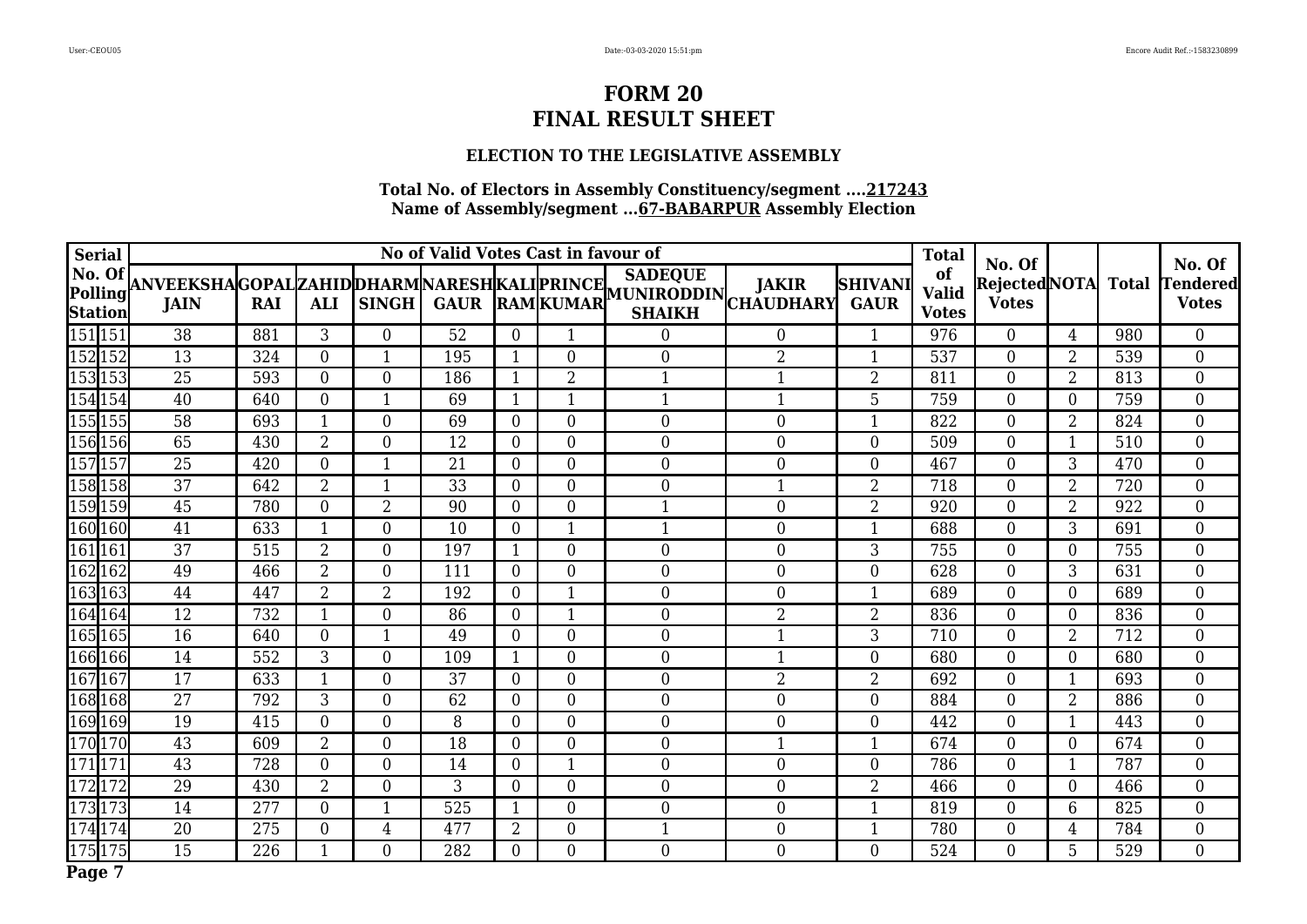# FORM 20
# FINAL RESULT SHEET

### ELECTION TO THE LEGISLATIVE ASSEMBLY

**Total No. of Electors in Assembly Constituency/segment ....217243**
**Name of Assembly/segment ...67-BABARPUR Assembly Election**

| Serial No. Of Polling Station | | No of Valid Votes Cast in favour of | | | | | | | | | | Total of Valid Votes | No. Of Rejected Votes | NOTA | Total | No. Of Tendered Votes |
|---|---|---|---|---|---|---|---|---|---|---|---|---|---|---|---|---|
| | | ANVEEKSHA JAIN | GOPAL RAI | ZAHID ALI | DHARM SINGH | NARESH GAUR | KALI RAM | PRINCE KUMAR | SADEQUE MUNIRODDIN SHAIKH | JAKIR CHAUDHARY | SHIVANI GAUR | | | | | |
| 151 | 151 | 38 | 881 | 3 | 0 | 52 | 0 | 1 | 0 | 0 | 1 | 976 | 0 | 4 | 980 | 0 |
| 152 | 152 | 13 | 324 | 0 | 1 | 195 | 1 | 0 | 0 | 2 | 1 | 537 | 0 | 2 | 539 | 0 |
| 153 | 153 | 25 | 593 | 0 | 0 | 186 | 1 | 2 | 1 | 1 | 2 | 811 | 0 | 2 | 813 | 0 |
| 154 | 154 | 40 | 640 | 0 | 1 | 69 | 1 | 1 | 1 | 1 | 5 | 759 | 0 | 0 | 759 | 0 |
| 155 | 155 | 58 | 693 | 1 | 0 | 69 | 0 | 0 | 0 | 0 | 1 | 822 | 0 | 2 | 824 | 0 |
| 156 | 156 | 65 | 430 | 2 | 0 | 12 | 0 | 0 | 0 | 0 | 0 | 509 | 0 | 1 | 510 | 0 |
| 157 | 157 | 25 | 420 | 0 | 1 | 21 | 0 | 0 | 0 | 0 | 0 | 467 | 0 | 3 | 470 | 0 |
| 158 | 158 | 37 | 642 | 2 | 1 | 33 | 0 | 0 | 0 | 1 | 2 | 718 | 0 | 2 | 720 | 0 |
| 159 | 159 | 45 | 780 | 0 | 2 | 90 | 0 | 0 | 1 | 0 | 2 | 920 | 0 | 2 | 922 | 0 |
| 160 | 160 | 41 | 633 | 1 | 0 | 10 | 0 | 1 | 1 | 0 | 1 | 688 | 0 | 3 | 691 | 0 |
| 161 | 161 | 37 | 515 | 2 | 0 | 197 | 1 | 0 | 0 | 0 | 3 | 755 | 0 | 0 | 755 | 0 |
| 162 | 162 | 49 | 466 | 2 | 0 | 111 | 0 | 0 | 0 | 0 | 0 | 628 | 0 | 3 | 631 | 0 |
| 163 | 163 | 44 | 447 | 2 | 2 | 192 | 0 | 1 | 0 | 0 | 1 | 689 | 0 | 0 | 689 | 0 |
| 164 | 164 | 12 | 732 | 1 | 0 | 86 | 0 | 1 | 0 | 2 | 2 | 836 | 0 | 0 | 836 | 0 |
| 165 | 165 | 16 | 640 | 0 | 1 | 49 | 0 | 0 | 0 | 1 | 3 | 710 | 0 | 2 | 712 | 0 |
| 166 | 166 | 14 | 552 | 3 | 0 | 109 | 1 | 0 | 0 | 1 | 0 | 680 | 0 | 0 | 680 | 0 |
| 167 | 167 | 17 | 633 | 1 | 0 | 37 | 0 | 0 | 0 | 2 | 2 | 692 | 0 | 1 | 693 | 0 |
| 168 | 168 | 27 | 792 | 3 | 0 | 62 | 0 | 0 | 0 | 0 | 0 | 884 | 0 | 2 | 886 | 0 |
| 169 | 169 | 19 | 415 | 0 | 0 | 8 | 0 | 0 | 0 | 0 | 0 | 442 | 0 | 1 | 443 | 0 |
| 170 | 170 | 43 | 609 | 2 | 0 | 18 | 0 | 0 | 0 | 1 | 1 | 674 | 0 | 0 | 674 | 0 |
| 171 | 171 | 43 | 728 | 0 | 0 | 14 | 0 | 1 | 0 | 0 | 0 | 786 | 0 | 1 | 787 | 0 |
| 172 | 172 | 29 | 430 | 2 | 0 | 3 | 0 | 0 | 0 | 0 | 2 | 466 | 0 | 0 | 466 | 0 |
| 173 | 173 | 14 | 277 | 0 | 1 | 525 | 1 | 0 | 0 | 0 | 1 | 819 | 0 | 6 | 825 | 0 |
| 174 | 174 | 20 | 275 | 0 | 4 | 477 | 2 | 0 | 1 | 0 | 1 | 780 | 0 | 4 | 784 | 0 |
| 175 | 175 | 15 | 226 | 1 | 0 | 282 | 0 | 0 | 0 | 0 | 0 | 524 | 0 | 5 | 529 | 0 |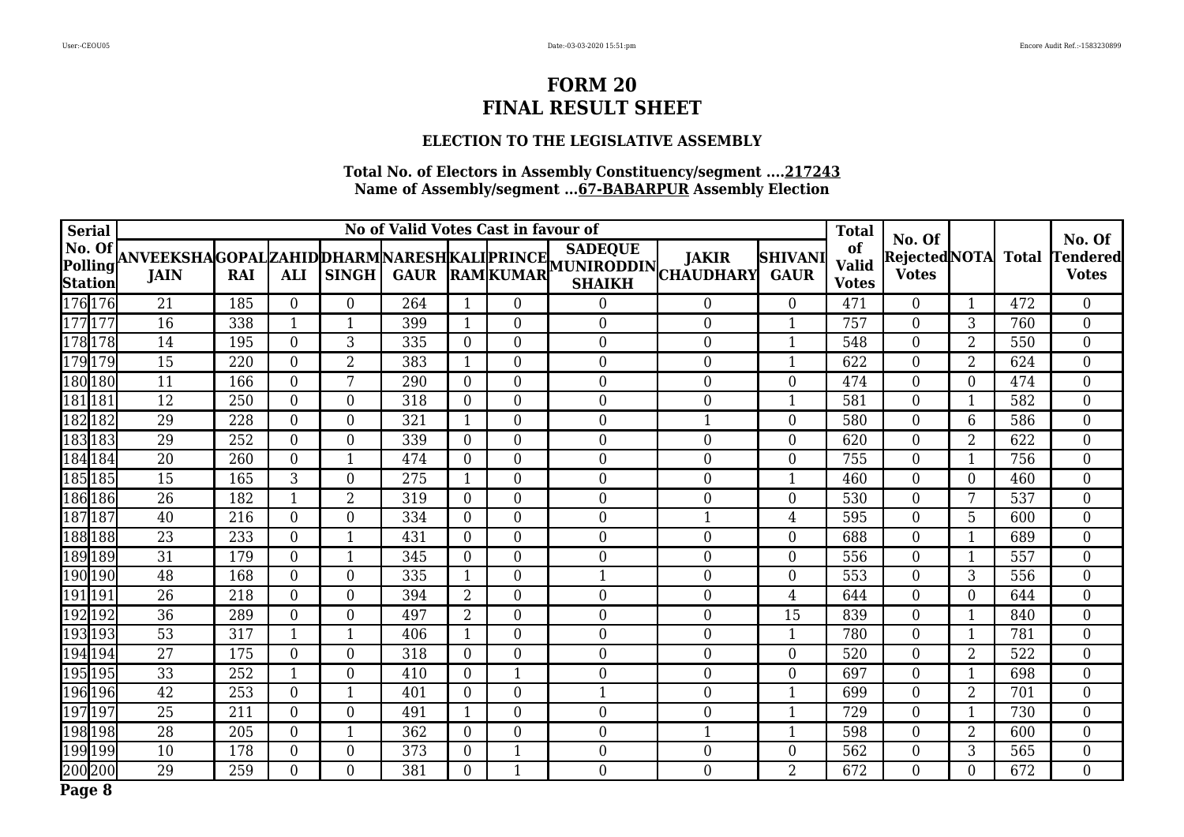# FORM 20
# FINAL RESULT SHEET

### ELECTION TO THE LEGISLATIVE ASSEMBLY

**Total No. of Electors in Assembly Constituency/segment ....217243**
**Name of Assembly/segment ...67-BABARPUR Assembly Election**

| Serial No. Of Polling Station | | No of Valid Votes Cast in favour of | | | | | | | | | | Total of Valid Votes | No. Of Rejected Votes | NOTA | Total | No. Of Tendered Votes |
|---|---|---|---|---|---|---|---|---|---|---|---|---|---|---|---|---|
| | | ANVEEKSHA JAIN | GOPAL RAI | ZAHID ALI | DHARM SINGH | NARESH GAUR | KALI RAM | PRINCE KUMAR | SADEQUE MUNIRODDIN SHAIKH | JAKIR CHAUDHARY | SHIVANI GAUR | | | | | |
| 176 | 176 | 21 | 185 | 0 | 0 | 264 | 1 | 0 | 0 | 0 | 0 | 471 | 0 | 1 | 472 | 0 |
| 177 | 177 | 16 | 338 | 1 | 1 | 399 | 1 | 0 | 0 | 0 | 1 | 757 | 0 | 3 | 760 | 0 |
| 178 | 178 | 14 | 195 | 0 | 3 | 335 | 0 | 0 | 0 | 0 | 1 | 548 | 0 | 2 | 550 | 0 |
| 179 | 179 | 15 | 220 | 0 | 2 | 383 | 1 | 0 | 0 | 0 | 1 | 622 | 0 | 2 | 624 | 0 |
| 180 | 180 | 11 | 166 | 0 | 7 | 290 | 0 | 0 | 0 | 0 | 0 | 474 | 0 | 0 | 474 | 0 |
| 181 | 181 | 12 | 250 | 0 | 0 | 318 | 0 | 0 | 0 | 0 | 1 | 581 | 0 | 1 | 582 | 0 |
| 182 | 182 | 29 | 228 | 0 | 0 | 321 | 1 | 0 | 0 | 1 | 0 | 580 | 0 | 6 | 586 | 0 |
| 183 | 183 | 29 | 252 | 0 | 0 | 339 | 0 | 0 | 0 | 0 | 0 | 620 | 0 | 2 | 622 | 0 |
| 184 | 184 | 20 | 260 | 0 | 1 | 474 | 0 | 0 | 0 | 0 | 0 | 755 | 0 | 1 | 756 | 0 |
| 185 | 185 | 15 | 165 | 3 | 0 | 275 | 1 | 0 | 0 | 0 | 1 | 460 | 0 | 0 | 460 | 0 |
| 186 | 186 | 26 | 182 | 1 | 2 | 319 | 0 | 0 | 0 | 0 | 0 | 530 | 0 | 7 | 537 | 0 |
| 187 | 187 | 40 | 216 | 0 | 0 | 334 | 0 | 0 | 0 | 1 | 4 | 595 | 0 | 5 | 600 | 0 |
| 188 | 188 | 23 | 233 | 0 | 1 | 431 | 0 | 0 | 0 | 0 | 0 | 688 | 0 | 1 | 689 | 0 |
| 189 | 189 | 31 | 179 | 0 | 1 | 345 | 0 | 0 | 0 | 0 | 0 | 556 | 0 | 1 | 557 | 0 |
| 190 | 190 | 48 | 168 | 0 | 0 | 335 | 1 | 0 | 1 | 0 | 0 | 553 | 0 | 3 | 556 | 0 |
| 191 | 191 | 26 | 218 | 0 | 0 | 394 | 2 | 0 | 0 | 0 | 4 | 644 | 0 | 0 | 644 | 0 |
| 192 | 192 | 36 | 289 | 0 | 0 | 497 | 2 | 0 | 0 | 0 | 15 | 839 | 0 | 1 | 840 | 0 |
| 193 | 193 | 53 | 317 | 1 | 1 | 406 | 1 | 0 | 0 | 0 | 1 | 780 | 0 | 1 | 781 | 0 |
| 194 | 194 | 27 | 175 | 0 | 0 | 318 | 0 | 0 | 0 | 0 | 0 | 520 | 0 | 2 | 522 | 0 |
| 195 | 195 | 33 | 252 | 1 | 0 | 410 | 0 | 1 | 0 | 0 | 0 | 697 | 0 | 1 | 698 | 0 |
| 196 | 196 | 42 | 253 | 0 | 1 | 401 | 0 | 0 | 1 | 0 | 1 | 699 | 0 | 2 | 701 | 0 |
| 197 | 197 | 25 | 211 | 0 | 0 | 491 | 1 | 0 | 0 | 0 | 1 | 729 | 0 | 1 | 730 | 0 |
| 198 | 198 | 28 | 205 | 0 | 1 | 362 | 0 | 0 | 0 | 1 | 1 | 598 | 0 | 2 | 600 | 0 |
| 199 | 199 | 10 | 178 | 0 | 0 | 373 | 0 | 1 | 0 | 0 | 0 | 562 | 0 | 3 | 565 | 0 |
| 200 | 200 | 29 | 259 | 0 | 0 | 381 | 0 | 1 | 0 | 0 | 2 | 672 | 0 | 0 | 672 | 0 |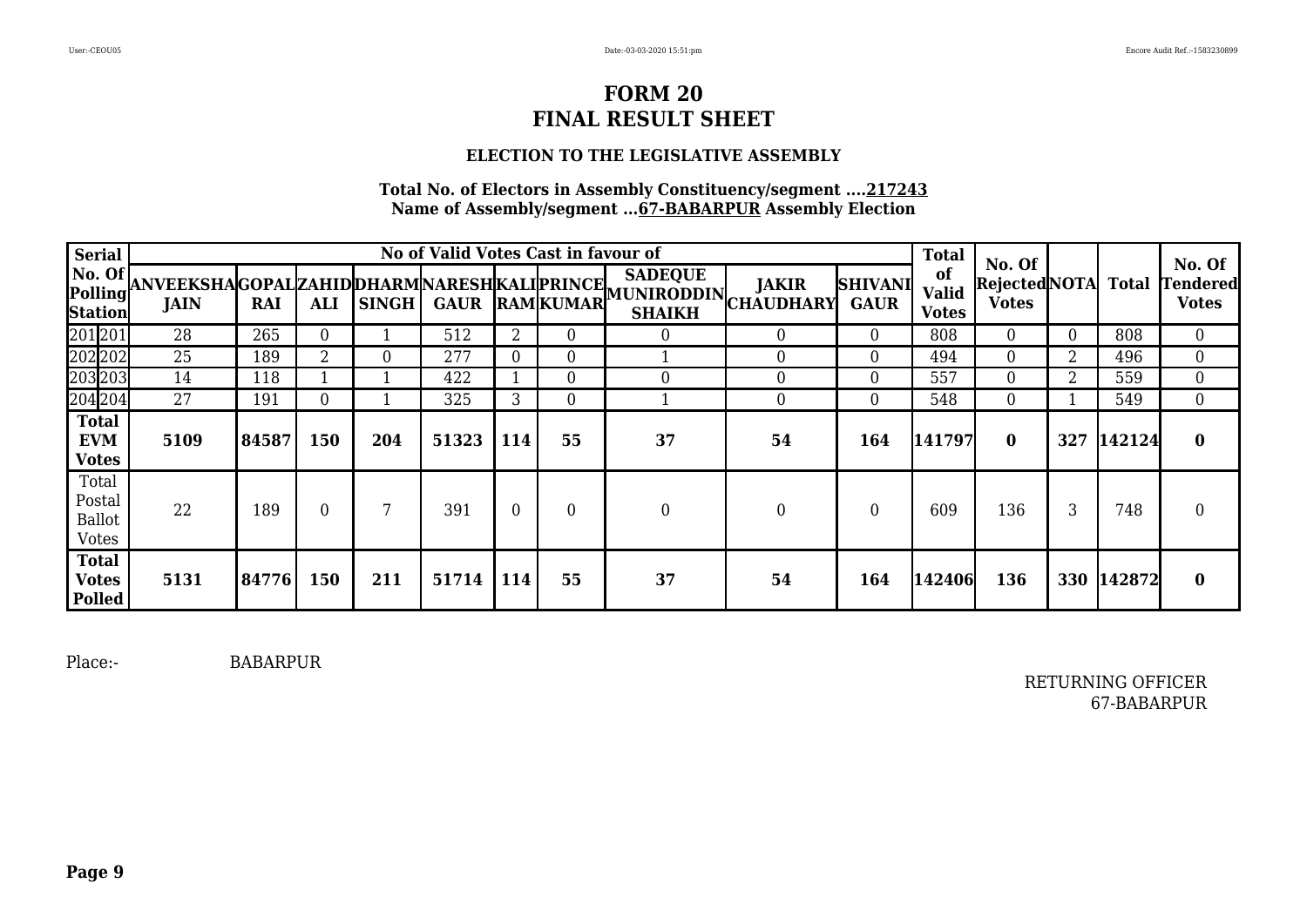# FORM 20
# FINAL RESULT SHEET

### ELECTION TO THE LEGISLATIVE ASSEMBLY

**Total No. of Electors in Assembly Constituency/segment ....217243**
**Name of Assembly/segment ...67-BABARPUR Assembly Election**

| Serial No. Of Polling Station | | No of Valid Votes Cast in favour of | | | | | | | | | | Total of Valid Votes | No. Of Rejected Votes | NOTA | Total | No. Of Tendered Votes |
|---|---|---|---|---|---|---|---|---|---|---|---|---|---|---|---|---|
| | | ANVEEKSHA JAIN | GOPAL RAI | ZAHID ALI | DHARM SINGH | NARESH GAUR | KALI RAM | PRINCE KUMAR | SADEQUE MUNIRODDIN SHAIKH | JAKIR CHAUDHARY | SHIVANI GAUR | | | | | |
| 201 | 201 | 28 | 265 | 0 | 1 | 512 | 2 | 0 | 0 | 0 | 0 | 808 | 0 | 0 | 808 | 0 |
| 202 | 202 | 25 | 189 | 2 | 0 | 277 | 0 | 0 | 1 | 0 | 0 | 494 | 0 | 2 | 496 | 0 |
| 203 | 203 | 14 | 118 | 1 | 1 | 422 | 1 | 0 | 0 | 0 | 0 | 557 | 0 | 2 | 559 | 0 |
| 204 | 204 | 27 | 191 | 0 | 1 | 325 | 3 | 0 | 1 | 0 | 0 | 548 | 0 | 1 | 549 | 0 |
| **Total EVM Votes** | | **5109** | **84587** | **150** | **204** | **51323** | **114** | **55** | **37** | **54** | **164** | **141797** | **0** | **327** | **142124** | **0** |
| Total Postal Ballot Votes | | 22 | 189 | 0 | 7 | 391 | 0 | 0 | 0 | 0 | 0 | 609 | 136 | 3 | 748 | 0 |
| **Total Votes Polled** | | **5131** | **84776** | **150** | **211** | **51714** | **114** | **55** | **37** | **54** | **164** | **142406** | **136** | **330** | **142872** | **0** |

Place:- BABARPUR

RETURNING OFFICER
67-BABARPUR